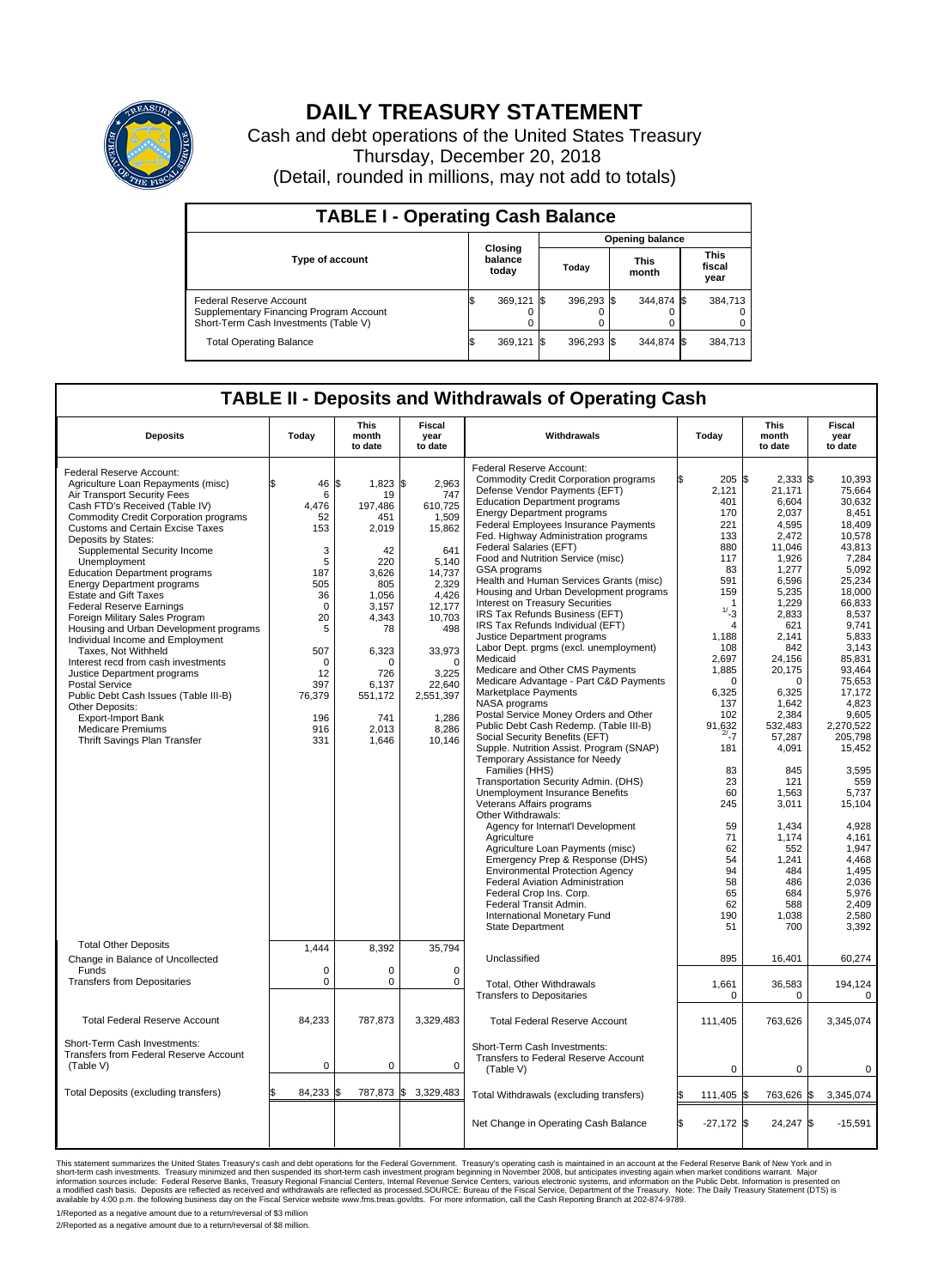# DAILY TREASURY STATEMENT

Cash and debt operations of the United States Treasury
Thursday, December 20, 2018
(Detail, rounded in millions, may not add to totals)

## TABLE I - Operating Cash Balance

| Type of account | Closing balance today | Opening balance Today | Opening balance This month | Opening balance This fiscal year |
|---|---|---|---|---|
| Federal Reserve Account | $ 369,121 | $ 396,293 | $ 344,874 | $ 384,713 |
| Supplementary Financing Program Account | 0 | 0 | 0 | 0 |
| Short-Term Cash Investments (Table V) | 0 | 0 | 0 | 0 |
| Total Operating Balance | $ 369,121 | $ 396,293 | $ 344,874 | $ 384,713 |

## TABLE II - Deposits and Withdrawals of Operating Cash

| Deposits | Today | This month to date | Fiscal year to date |
|---|---|---|---|
| Federal Reserve Account: | | | |
| Agriculture Loan Repayments (misc) | $ 46 | $ 1,823 | $ 2,963 |
| Air Transport Security Fees | 6 | 19 | 747 |
| Cash FTD's Received (Table IV) | 4,476 | 197,486 | 610,725 |
| Commodity Credit Corporation programs | 52 | 451 | 1,509 |
| Customs and Certain Excise Taxes | 153 | 2,019 | 15,862 |
| Deposits by States: | | | |
| Supplemental Security Income | 3 | 42 | 641 |
| Unemployment | 5 | 220 | 5,140 |
| Education Department programs | 187 | 3,626 | 14,737 |
| Energy Department programs | 505 | 805 | 2,329 |
| Estate and Gift Taxes | 36 | 1,056 | 4,426 |
| Federal Reserve Earnings | 0 | 3,157 | 12,177 |
| Foreign Military Sales Program | 20 | 4,343 | 10,703 |
| Housing and Urban Development programs | 5 | 78 | 498 |
| Individual Income and Employment Taxes, Not Withheld | 507 | 6,323 | 33,973 |
| Interest recd from cash investments | 0 | 0 | 0 |
| Justice Department programs | 12 | 726 | 3,225 |
| Postal Service | 397 | 6,137 | 22,640 |
| Public Debt Cash Issues (Table III-B) | 76,379 | 551,172 | 2,551,397 |
| Other Deposits: | | | |
| Export-Import Bank | 196 | 741 | 1,286 |
| Medicare Premiums | 916 | 2,013 | 8,286 |
| Thrift Savings Plan Transfer | 331 | 1,646 | 10,146 |
| Total Other Deposits | 1,444 | 8,392 | 35,794 |
| Change in Balance of Uncollected Funds | 0 | 0 | 0 |
| Transfers from Depositaries | 0 | 0 | 0 |
| Total Federal Reserve Account | 84,233 | 787,873 | 3,329,483 |
| Short-Term Cash Investments: Transfers from Federal Reserve Account (Table V) | 0 | 0 | 0 |
| Total Deposits (excluding transfers) | $ 84,233 | $ 787,873 | $ 3,329,483 |

| Withdrawals | Today | This month to date | Fiscal year to date |
|---|---|---|---|
| Federal Reserve Account: | | | |
| Commodity Credit Corporation programs | $ 205 | $ 2,333 | $ 10,393 |
| Defense Vendor Payments (EFT) | 2,121 | 21,171 | 75,664 |
| Education Department programs | 401 | 6,604 | 30,632 |
| Energy Department programs | 170 | 2,037 | 8,451 |
| Federal Employees Insurance Payments | 221 | 4,595 | 18,409 |
| Fed. Highway Administration programs | 133 | 2,472 | 10,578 |
| Federal Salaries (EFT) | 880 | 11,046 | 43,813 |
| Food and Nutrition Service (misc) | 117 | 1,926 | 7,284 |
| GSA programs | 83 | 1,277 | 5,092 |
| Health and Human Services Grants (misc) | 591 | 6,596 | 25,234 |
| Housing and Urban Development programs | 159 | 5,235 | 18,000 |
| Interest on Treasury Securities | 1 | 1,229 | 66,833 |
| IRS Tax Refunds Business (EFT) | -3 [1] | 2,833 | 8,537 |
| IRS Tax Refunds Individual (EFT) | 4 | 621 | 9,741 |
| Justice Department programs | 1,188 | 2,141 | 5,833 |
| Labor Dept. prgms (excl. unemployment) | 108 | 842 | 3,143 |
| Medicaid | 2,697 | 24,156 | 85,831 |
| Medicare and Other CMS Payments | 1,885 | 20,175 | 93,464 |
| Medicare Advantage - Part C&D Payments | 0 | 0 | 75,653 |
| Marketplace Payments | 6,325 | 6,325 | 17,172 |
| NASA programs | 137 | 1,642 | 4,823 |
| Postal Service Money Orders and Other | 102 | 2,384 | 9,605 |
| Public Debt Cash Redemp. (Table III-B) | 91,632 | 532,483 | 2,270,522 |
| Social Security Benefits (EFT) | -7 [2] | 57,287 | 205,798 |
| Supple. Nutrition Assist. Program (SNAP) | 181 | 4,091 | 15,452 |
| Temporary Assistance for Needy Families (HHS) | 83 | 845 | 3,595 |
| Transportation Security Admin. (DHS) | 23 | 121 | 559 |
| Unemployment Insurance Benefits | 60 | 1,563 | 5,737 |
| Veterans Affairs programs | 245 | 3,011 | 15,104 |
| Other Withdrawals: | | | |
| Agency for Internat'l Development | 59 | 1,434 | 4,928 |
| Agriculture | 71 | 1,174 | 4,161 |
| Agriculture Loan Payments (misc) | 62 | 552 | 1,947 |
| Emergency Prep & Response (DHS) | 54 | 1,241 | 4,468 |
| Environmental Protection Agency | 94 | 484 | 1,495 |
| Federal Aviation Administration | 58 | 486 | 2,036 |
| Federal Crop Ins. Corp. | 65 | 684 | 5,976 |
| Federal Transit Admin. | 62 | 588 | 2,409 |
| International Monetary Fund | 190 | 1,038 | 2,580 |
| State Department | 51 | 700 | 3,392 |
| Unclassified | 895 | 16,401 | 60,274 |
| Total, Other Withdrawals | 1,661 | 36,583 | 194,124 |
| Transfers to Depositaries | 0 | 0 | 0 |
| Total Federal Reserve Account | 111,405 | 763,626 | 3,345,074 |
| Short-Term Cash Investments: Transfers to Federal Reserve Account (Table V) | 0 | 0 | 0 |
| Total Withdrawals (excluding transfers) | $ 111,405 | $ 763,626 | $ 3,345,074 |
| Net Change in Operating Cash Balance | $ -27,172 | $ 24,247 | $ -15,591 |

This statement summarizes the United States Treasury's cash and debt operations for the Federal Government. Treasury's operating cash is maintained in an account at the Federal Reserve Bank of New York and in short-term cash investments. Treasury minimized and then suspended its short-term cash investment program beginning in November 2008, but anticipates investing again when market conditions warrant. Major information sources include: Federal Reserve Banks, Treasury Regional Financial Centers, Internal Revenue Service Centers, various electronic systems, and information on the Public Debt. Information is presented on a modified cash basis. Deposits are reflected as received and withdrawals are reflected as processed.SOURCE: Bureau of the Fiscal Service, Department of the Treasury. Note: The Daily Treasury Statement (DTS) is available by 4:00 p.m. the following business day on the Fiscal Service website www.fms.treas.gov/dts. For more information, call the Cash Reporting Branch at 202-874-9789.

1/Reported as a negative amount due to a return/reversal of $3 million

2/Reported as a negative amount due to a return/reversal of $8 million.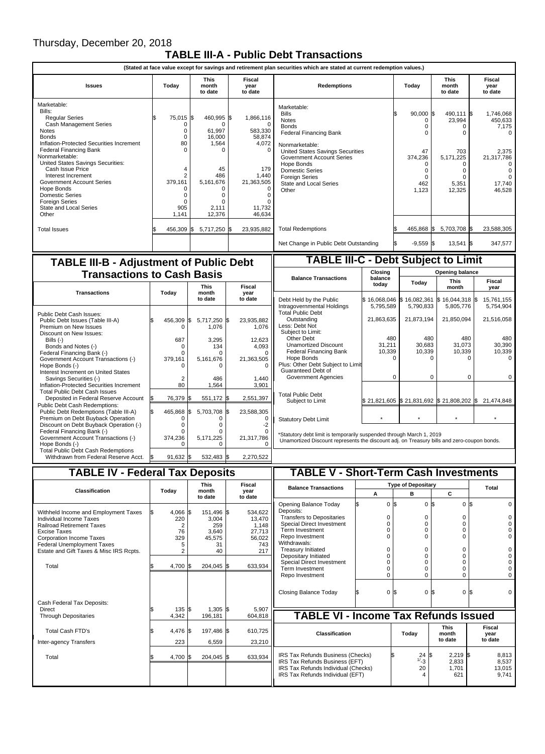Thursday, December 20, 2018

# TABLE III-A - Public Debt Transactions

(Stated at face value except for savings and retirement plan securities which are stated at current redemption values.)

| Issues | Today | This month to date | Fiscal year to date |
|---|---|---|---|
| Marketable: | | | |
| Bills: | | | |
| Regular Series | $ 75,015 | $ 460,995 | $ 1,866,116 |
| Cash Management Series | 0 | 0 | 0 |
| Notes | 0 | 61,997 | 583,330 |
| Bonds | 0 | 16,000 | 58,874 |
| Inflation-Protected Securities Increment | 80 | 1,564 | 4,072 |
| Federal Financing Bank | 0 | 0 | 0 |
| Nonmarketable: | | | |
| United States Savings Securities: | | | |
| Cash Issue Price | 4 | 45 | 179 |
| Interest Increment | 2 | 486 | 1,440 |
| Government Account Series | 379,161 | 5,161,676 | 21,363,505 |
| Hope Bonds | 0 | 0 | 0 |
| Domestic Series | 0 | 0 | 0 |
| Foreign Series | 0 | 0 | 0 |
| State and Local Series | 905 | 2,111 | 11,732 |
| Other | 1,141 | 12,376 | 46,634 |
| Total Issues | $ 456,309 | $ 5,717,250 | $ 23,935,882 |

| Redemptions | Today | This month to date | Fiscal year to date |
|---|---|---|---|
| Marketable: | | | |
| Bills | $ 90,000 | $ 490,111 | $ 1,746,068 |
| Notes | 0 | 23,994 | 450,633 |
| Bonds | 0 | 0 | 7,175 |
| Federal Financing Bank | 0 | 0 | 0 |
| Nonmarketable: | | | |
| United States Savings Securities | 47 | 703 | 2,375 |
| Government Account Series | 374,236 | 5,171,225 | 21,317,786 |
| Hope Bonds | 0 | 0 | 0 |
| Domestic Series | 0 | 0 | 0 |
| Foreign Series | 0 | 0 | 0 |
| State and Local Series | 462 | 5,351 | 17,740 |
| Other | 1,123 | 12,325 | 46,528 |
| Total Redemptions | $ 465,868 | $ 5,703,708 | $ 23,588,305 |
| Net Change in Public Debt Outstanding | $ -9,559 | $ 13,541 | $ 347,577 |

# TABLE III-B - Adjustment of Public Debt Transactions to Cash Basis

| Transactions | Today | This month to date | Fiscal year to date |
|---|---|---|---|
| Public Debt Cash Issues: | | | |
| Public Debt Issues (Table III-A) | $ 456,309 | $ 5,717,250 | $ 23,935,882 |
| Premium on New Issues | 0 | 1,076 | 1,076 |
| Discount on New Issues: | | | |
| Bills (-) | 687 | 3,295 | 12,623 |
| Bonds and Notes (-) | 0 | 134 | 4,093 |
| Federal Financing Bank (-) | 0 | 0 | 0 |
| Government Account Transactions (-) | 379,161 | 5,161,676 | 21,363,505 |
| Hope Bonds (-) | 0 | 0 | 0 |
| Interest Increment on United States Savings Securities (-) | 2 | 486 | 1,440 |
| Inflation-Protected Securities Increment | 80 | 1,564 | 3,901 |
| Total Public Debt Cash Issues Deposited in Federal Reserve Account | $ 76,379 | $ 551,172 | $ 2,551,397 |
| Public Debt Cash Redemptions: | | | |
| Public Debt Redemptions (Table III-A) | $ 465,868 | $ 5,703,708 | $ 23,588,305 |
| Premium on Debt Buyback Operation | 0 | 0 | 0 |
| Discount on Debt Buyback Operation (-) | 0 | 0 | -2 |
| Federal Financing Bank (-) | 0 | 0 | 0 |
| Government Account Transactions (-) | 374,236 | 5,171,225 | 21,317,786 |
| Hope Bonds (-) | 0 | 0 | 0 |
| Total Public Debt Cash Redemptions Withdrawn from Federal Reserve Acct. | $ 91,632 | $ 532,483 | $ 2,270,522 |

# TABLE III-C - Debt Subject to Limit

| Balance Transactions | Closing balance today | Opening balance Today | Opening balance This month | Opening balance Fiscal year |
|---|---|---|---|---|
| Debt Held by the Public | $ 16,068,046 | $ 16,082,361 | $ 16,044,318 | $ 15,761,155 |
| Intragovernmental Holdings | 5,795,589 | 5,790,833 | 5,805,776 | 5,754,904 |
| Total Public Debt Outstanding | 21,863,635 | 21,873,194 | 21,850,094 | 21,516,058 |
| Less: Debt Not Subject to Limit: | | | | |
| Other Debt | 480 | 480 | 480 | 480 |
| Unamortized Discount | 31,211 | 30,683 | 31,073 | 30,390 |
| Federal Financing Bank | 10,339 | 10,339 | 10,339 | 10,339 |
| Hope Bonds | 0 | 0 | 0 | 0 |
| Plus: Other Debt Subject to Limit | | | | |
| Guaranteed Debt of Government Agencies | 0 | 0 | 0 | 0 |
| Total Public Debt Subject to Limit | $ 21,821,605 | $ 21,831,692 | $ 21,808,202 | $ 21,474,848 |
| Statutory Debt Limit | * | * | * | * |

*Statutory debt limit is temporarily suspended through March 1, 2019
Unamortized Discount represents the discount adj. on Treasury bills and zero-coupon bonds.

# TABLE IV - Federal Tax Deposits

| Classification | Today | This month to date | Fiscal year to date |
|---|---|---|---|
| Withheld Income and Employment Taxes | $ 4,066 | $ 151,496 | $ 534,622 |
| Individual Income Taxes | 220 | 3,004 | 13,470 |
| Railroad Retirement Taxes | 2 | 259 | 1,148 |
| Excise Taxes | 76 | 3,640 | 27,713 |
| Corporation Income Taxes | 329 | 45,575 | 56,022 |
| Federal Unemployment Taxes | 5 | 31 | 743 |
| Estate and Gift Taxes & Misc IRS Rcpts. | 2 | 40 | 217 |
| Total | $ 4,700 | $ 204,045 | $ 633,934 |
| Cash Federal Tax Deposits: | | | |
| Direct | $ 135 | $ 1,305 | $ 5,907 |
| Through Depositaries | 4,342 | 196,181 | 604,818 |
| Total Cash FTD's | $ 4,476 | $ 197,486 | $ 610,725 |
| Inter-agency Transfers | 223 | 6,559 | 23,210 |
| Total | $ 4,700 | $ 204,045 | $ 633,934 |

# TABLE V - Short-Term Cash Investments

| Balance Transactions | Type of Depositary A | Type of Depositary B | Type of Depositary C | Total |
|---|---|---|---|---|
| Opening Balance Today | $ 0 | $ 0 | $ 0 | $ 0 |
| Deposits: | | | | |
| Transfers to Depositaries | 0 | 0 | 0 | 0 |
| Special Direct Investment | 0 | 0 | 0 | 0 |
| Term Investment | 0 | 0 | 0 | 0 |
| Repo Investment | 0 | 0 | 0 | 0 |
| Withdrawals: | | | | |
| Treasury Initiated | 0 | 0 | 0 | 0 |
| Depositary Initiated | 0 | 0 | 0 | 0 |
| Special Direct Investment | 0 | 0 | 0 | 0 |
| Term Investment | 0 | 0 | 0 | 0 |
| Repo Investment | 0 | 0 | 0 | 0 |
| Closing Balance Today | $ 0 | $ 0 | $ 0 | $ 0 |

# TABLE VI - Income Tax Refunds Issued

| Classification | Today | This month to date | Fiscal year to date |
|---|---|---|---|
| IRS Tax Refunds Business (Checks) | $ 24 | $ 2,219 | $ 8,813 |
| IRS Tax Refunds Business (EFT) | 1/ -3 | 2,833 | 8,537 |
| IRS Tax Refunds Individual (Checks) | 20 | 1,701 | 13,015 |
| IRS Tax Refunds Individual (EFT) | 4 | 621 | 9,741 |